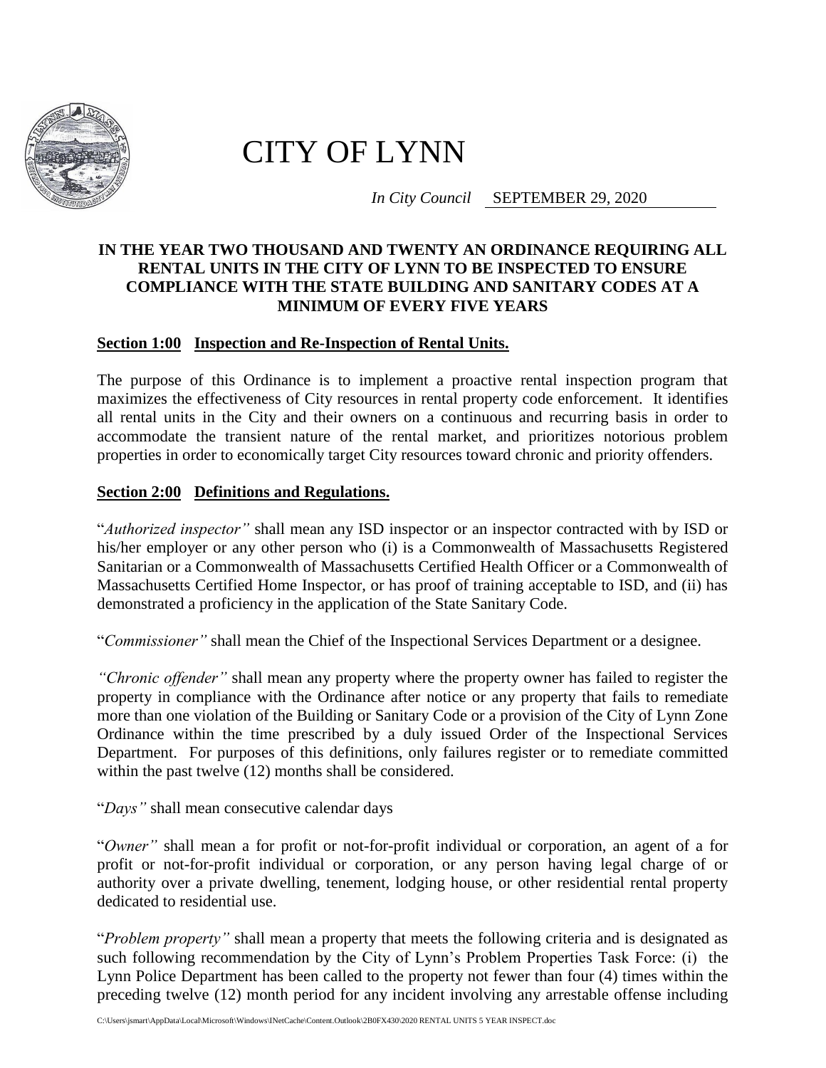# CITY OF LYNN

*In City Council* SEPTEMBER 29, 2020

**IN THE YEAR TWO THOUSAND AND TWENTY AN ORDINANCE REQUIRING ALL RENTAL UNITS IN THE CITY OF LYNN TO BE INSPECTED TO ENSURE COMPLIANCE WITH THE STATE BUILDING AND SANITARY CODES AT A MINIMUM OF EVERY FIVE YEARS**

## Section 1:00 Inspection and Re-Inspection of Rental Units.

The purpose of this Ordinance is to implement a proactive rental inspection program that maximizes the effectiveness of City resources in rental property code enforcement. It identifies all rental units in the City and their owners on a continuous and recurring basis in order to accommodate the transient nature of the rental market, and prioritizes notorious problem properties in order to economically target City resources toward chronic and priority offenders.

## Section 2:00 Definitions and Regulations.

"*Authorized inspector"* shall mean any ISD inspector or an inspector contracted with by ISD or his/her employer or any other person who (i) is a Commonwealth of Massachusetts Registered Sanitarian or a Commonwealth of Massachusetts Certified Health Officer or a Commonwealth of Massachusetts Certified Home Inspector, or has proof of training acceptable to ISD, and (ii) has demonstrated a proficiency in the application of the State Sanitary Code.

"*Commissioner"* shall mean the Chief of the Inspectional Services Department or a designee.

*"Chronic offender"* shall mean any property where the property owner has failed to register the property in compliance with the Ordinance after notice or any property that fails to remediate more than one violation of the Building or Sanitary Code or a provision of the City of Lynn Zone Ordinance within the time prescribed by a duly issued Order of the Inspectional Services Department. For purposes of this definitions, only failures register or to remediate committed within the past twelve (12) months shall be considered.

"*Days"* shall mean consecutive calendar days

"*Owner"* shall mean a for profit or not-for-profit individual or corporation, an agent of a for profit or not-for-profit individual or corporation, or any person having legal charge of or authority over a private dwelling, tenement, lodging house, or other residential rental property dedicated to residential use.

"*Problem property"* shall mean a property that meets the following criteria and is designated as such following recommendation by the City of Lynn's Problem Properties Task Force: (i) the Lynn Police Department has been called to the property not fewer than four (4) times within the preceding twelve (12) month period for any incident involving any arrestable offense including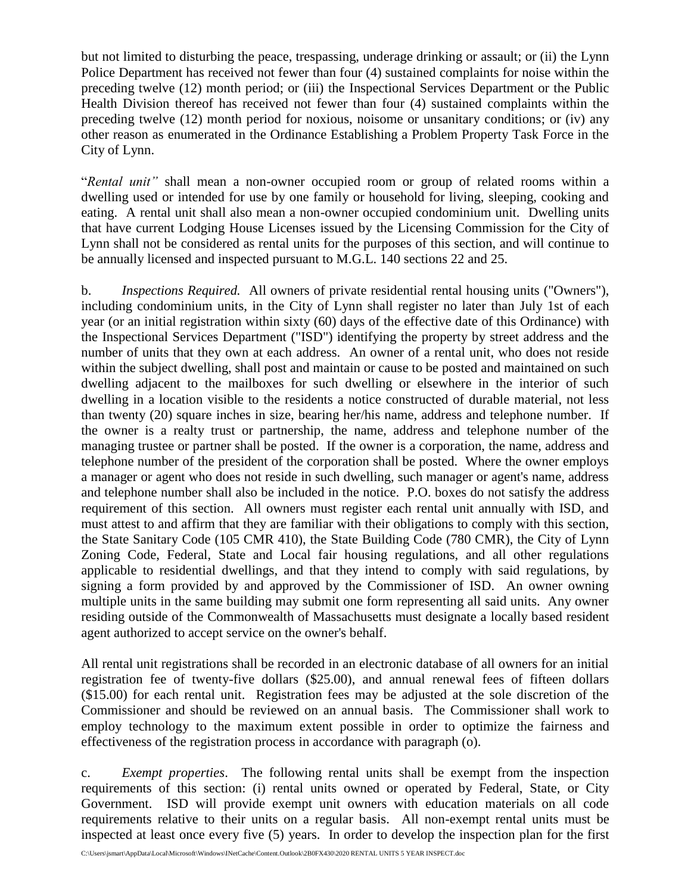but not limited to disturbing the peace, trespassing, underage drinking or assault; or (ii) the Lynn Police Department has received not fewer than four (4) sustained complaints for noise within the preceding twelve (12) month period; or (iii) the Inspectional Services Department or the Public Health Division thereof has received not fewer than four (4) sustained complaints within the preceding twelve (12) month period for noxious, noisome or unsanitary conditions; or (iv) any other reason as enumerated in the Ordinance Establishing a Problem Property Task Force in the City of Lynn.

"*Rental unit"* shall mean a non-owner occupied room or group of related rooms within a dwelling used or intended for use by one family or household for living, sleeping, cooking and eating. A rental unit shall also mean a non-owner occupied condominium unit. Dwelling units that have current Lodging House Licenses issued by the Licensing Commission for the City of Lynn shall not be considered as rental units for the purposes of this section, and will continue to be annually licensed and inspected pursuant to M.G.L. 140 sections 22 and 25.

b. *Inspections Required.* All owners of private residential rental housing units ("Owners"), including condominium units, in the City of Lynn shall register no later than July 1st of each year (or an initial registration within sixty (60) days of the effective date of this Ordinance) with the Inspectional Services Department ("ISD") identifying the property by street address and the number of units that they own at each address. An owner of a rental unit, who does not reside within the subject dwelling, shall post and maintain or cause to be posted and maintained on such dwelling adjacent to the mailboxes for such dwelling or elsewhere in the interior of such dwelling in a location visible to the residents a notice constructed of durable material, not less than twenty (20) square inches in size, bearing her/his name, address and telephone number. If the owner is a realty trust or partnership, the name, address and telephone number of the managing trustee or partner shall be posted. If the owner is a corporation, the name, address and telephone number of the president of the corporation shall be posted. Where the owner employs a manager or agent who does not reside in such dwelling, such manager or agent's name, address and telephone number shall also be included in the notice. P.O. boxes do not satisfy the address requirement of this section. All owners must register each rental unit annually with ISD, and must attest to and affirm that they are familiar with their obligations to comply with this section, the State Sanitary Code (105 CMR 410), the State Building Code (780 CMR), the City of Lynn Zoning Code, Federal, State and Local fair housing regulations, and all other regulations applicable to residential dwellings, and that they intend to comply with said regulations, by signing a form provided by and approved by the Commissioner of ISD. An owner owning multiple units in the same building may submit one form representing all said units. Any owner residing outside of the Commonwealth of Massachusetts must designate a locally based resident agent authorized to accept service on the owner's behalf.

All rental unit registrations shall be recorded in an electronic database of all owners for an initial registration fee of twenty-five dollars ($25.00), and annual renewal fees of fifteen dollars ($15.00) for each rental unit. Registration fees may be adjusted at the sole discretion of the Commissioner and should be reviewed on an annual basis. The Commissioner shall work to employ technology to the maximum extent possible in order to optimize the fairness and effectiveness of the registration process in accordance with paragraph (o).

c. *Exempt properties*. The following rental units shall be exempt from the inspection requirements of this section: (i) rental units owned or operated by Federal, State, or City Government. ISD will provide exempt unit owners with education materials on all code requirements relative to their units on a regular basis. All non-exempt rental units must be inspected at least once every five (5) years. In order to develop the inspection plan for the first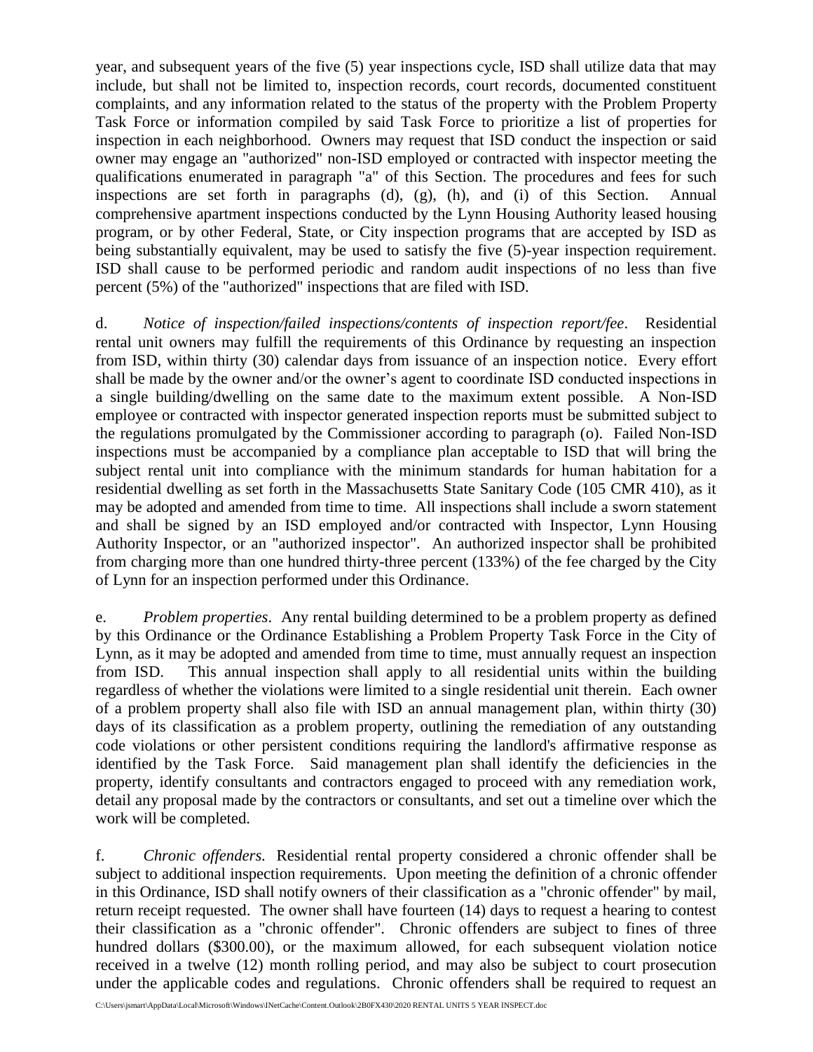year, and subsequent years of the five (5) year inspections cycle, ISD shall utilize data that may include, but shall not be limited to, inspection records, court records, documented constituent complaints, and any information related to the status of the property with the Problem Property Task Force or information compiled by said Task Force to prioritize a list of properties for inspection in each neighborhood. Owners may request that ISD conduct the inspection or said owner may engage an "authorized" non-ISD employed or contracted with inspector meeting the qualifications enumerated in paragraph "a" of this Section. The procedures and fees for such inspections are set forth in paragraphs (d), (g), (h), and (i) of this Section. Annual comprehensive apartment inspections conducted by the Lynn Housing Authority leased housing program, or by other Federal, State, or City inspection programs that are accepted by ISD as being substantially equivalent, may be used to satisfy the five (5)-year inspection requirement. ISD shall cause to be performed periodic and random audit inspections of no less than five percent (5%) of the "authorized" inspections that are filed with ISD.

d. *Notice of inspection/failed inspections/contents of inspection report/fee*. Residential rental unit owners may fulfill the requirements of this Ordinance by requesting an inspection from ISD, within thirty (30) calendar days from issuance of an inspection notice. Every effort shall be made by the owner and/or the owner's agent to coordinate ISD conducted inspections in a single building/dwelling on the same date to the maximum extent possible. A Non-ISD employee or contracted with inspector generated inspection reports must be submitted subject to the regulations promulgated by the Commissioner according to paragraph (o). Failed Non-ISD inspections must be accompanied by a compliance plan acceptable to ISD that will bring the subject rental unit into compliance with the minimum standards for human habitation for a residential dwelling as set forth in the Massachusetts State Sanitary Code (105 CMR 410), as it may be adopted and amended from time to time. All inspections shall include a sworn statement and shall be signed by an ISD employed and/or contracted with Inspector, Lynn Housing Authority Inspector, or an "authorized inspector". An authorized inspector shall be prohibited from charging more than one hundred thirty-three percent (133%) of the fee charged by the City of Lynn for an inspection performed under this Ordinance.

e. *Problem properties*. Any rental building determined to be a problem property as defined by this Ordinance or the Ordinance Establishing a Problem Property Task Force in the City of Lynn, as it may be adopted and amended from time to time, must annually request an inspection from ISD. This annual inspection shall apply to all residential units within the building regardless of whether the violations were limited to a single residential unit therein. Each owner of a problem property shall also file with ISD an annual management plan, within thirty (30) days of its classification as a problem property, outlining the remediation of any outstanding code violations or other persistent conditions requiring the landlord's affirmative response as identified by the Task Force. Said management plan shall identify the deficiencies in the property, identify consultants and contractors engaged to proceed with any remediation work, detail any proposal made by the contractors or consultants, and set out a timeline over which the work will be completed.

f. *Chronic offenders*. Residential rental property considered a chronic offender shall be subject to additional inspection requirements. Upon meeting the definition of a chronic offender in this Ordinance, ISD shall notify owners of their classification as a "chronic offender" by mail, return receipt requested. The owner shall have fourteen (14) days to request a hearing to contest their classification as a "chronic offender". Chronic offenders are subject to fines of three hundred dollars ($300.00), or the maximum allowed, for each subsequent violation notice received in a twelve (12) month rolling period, and may also be subject to court prosecution under the applicable codes and regulations. Chronic offenders shall be required to request an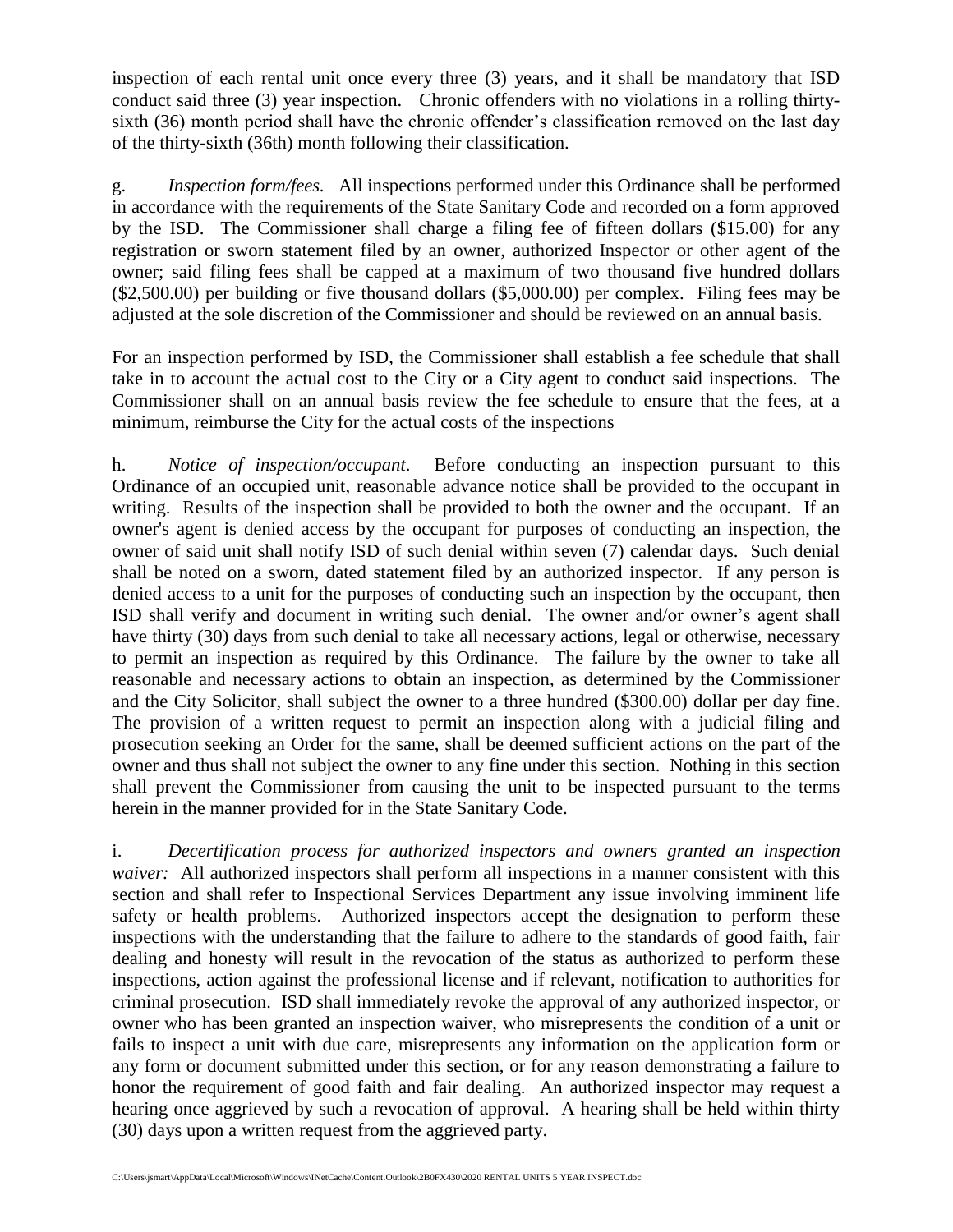inspection of each rental unit once every three (3) years, and it shall be mandatory that ISD conduct said three (3) year inspection. Chronic offenders with no violations in a rolling thirty-sixth (36) month period shall have the chronic offender's classification removed on the last day of the thirty-sixth (36th) month following their classification.

g. *Inspection form/fees.* All inspections performed under this Ordinance shall be performed in accordance with the requirements of the State Sanitary Code and recorded on a form approved by the ISD. The Commissioner shall charge a filing fee of fifteen dollars ($15.00) for any registration or sworn statement filed by an owner, authorized Inspector or other agent of the owner; said filing fees shall be capped at a maximum of two thousand five hundred dollars ($2,500.00) per building or five thousand dollars ($5,000.00) per complex. Filing fees may be adjusted at the sole discretion of the Commissioner and should be reviewed on an annual basis.

For an inspection performed by ISD, the Commissioner shall establish a fee schedule that shall take in to account the actual cost to the City or a City agent to conduct said inspections. The Commissioner shall on an annual basis review the fee schedule to ensure that the fees, at a minimum, reimburse the City for the actual costs of the inspections

h. *Notice of inspection/occupant*. Before conducting an inspection pursuant to this Ordinance of an occupied unit, reasonable advance notice shall be provided to the occupant in writing. Results of the inspection shall be provided to both the owner and the occupant. If an owner's agent is denied access by the occupant for purposes of conducting an inspection, the owner of said unit shall notify ISD of such denial within seven (7) calendar days. Such denial shall be noted on a sworn, dated statement filed by an authorized inspector. If any person is denied access to a unit for the purposes of conducting such an inspection by the occupant, then ISD shall verify and document in writing such denial. The owner and/or owner's agent shall have thirty (30) days from such denial to take all necessary actions, legal or otherwise, necessary to permit an inspection as required by this Ordinance. The failure by the owner to take all reasonable and necessary actions to obtain an inspection, as determined by the Commissioner and the City Solicitor, shall subject the owner to a three hundred ($300.00) dollar per day fine. The provision of a written request to permit an inspection along with a judicial filing and prosecution seeking an Order for the same, shall be deemed sufficient actions on the part of the owner and thus shall not subject the owner to any fine under this section. Nothing in this section shall prevent the Commissioner from causing the unit to be inspected pursuant to the terms herein in the manner provided for in the State Sanitary Code.

i. *Decertification process for authorized inspectors and owners granted an inspection waiver:* All authorized inspectors shall perform all inspections in a manner consistent with this section and shall refer to Inspectional Services Department any issue involving imminent life safety or health problems. Authorized inspectors accept the designation to perform these inspections with the understanding that the failure to adhere to the standards of good faith, fair dealing and honesty will result in the revocation of the status as authorized to perform these inspections, action against the professional license and if relevant, notification to authorities for criminal prosecution. ISD shall immediately revoke the approval of any authorized inspector, or owner who has been granted an inspection waiver, who misrepresents the condition of a unit or fails to inspect a unit with due care, misrepresents any information on the application form or any form or document submitted under this section, or for any reason demonstrating a failure to honor the requirement of good faith and fair dealing. An authorized inspector may request a hearing once aggrieved by such a revocation of approval. A hearing shall be held within thirty (30) days upon a written request from the aggrieved party.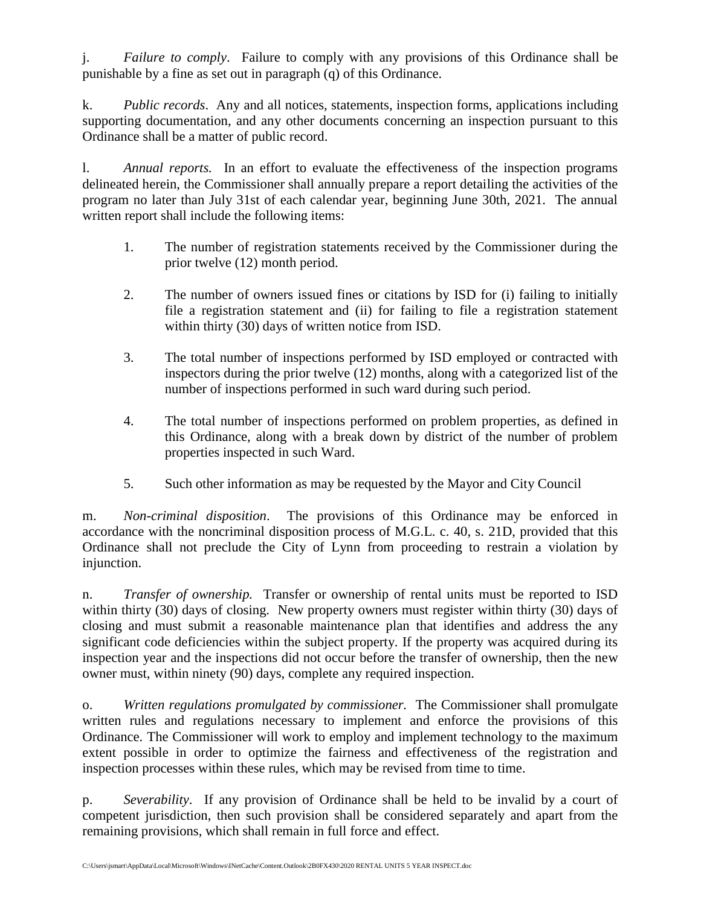j. *Failure to comply*. Failure to comply with any provisions of this Ordinance shall be punishable by a fine as set out in paragraph (q) of this Ordinance.

k. *Public records*. Any and all notices, statements, inspection forms, applications including supporting documentation, and any other documents concerning an inspection pursuant to this Ordinance shall be a matter of public record.

l. *Annual reports.* In an effort to evaluate the effectiveness of the inspection programs delineated herein, the Commissioner shall annually prepare a report detailing the activities of the program no later than July 31st of each calendar year, beginning June 30th, 2021. The annual written report shall include the following items:

1. The number of registration statements received by the Commissioner during the prior twelve (12) month period.

2. The number of owners issued fines or citations by ISD for (i) failing to initially file a registration statement and (ii) for failing to file a registration statement within thirty (30) days of written notice from ISD.

3. The total number of inspections performed by ISD employed or contracted with inspectors during the prior twelve (12) months, along with a categorized list of the number of inspections performed in such ward during such period.

4. The total number of inspections performed on problem properties, as defined in this Ordinance, along with a break down by district of the number of problem properties inspected in such Ward.

5. Such other information as may be requested by the Mayor and City Council

m. *Non-criminal disposition*. The provisions of this Ordinance may be enforced in accordance with the noncriminal disposition process of M.G.L. c. 40, s. 21D, provided that this Ordinance shall not preclude the City of Lynn from proceeding to restrain a violation by injunction.

n. *Transfer of ownership.* Transfer or ownership of rental units must be reported to ISD within thirty (30) days of closing. New property owners must register within thirty (30) days of closing and must submit a reasonable maintenance plan that identifies and address the any significant code deficiencies within the subject property. If the property was acquired during its inspection year and the inspections did not occur before the transfer of ownership, then the new owner must, within ninety (90) days, complete any required inspection.

o. *Written regulations promulgated by commissioner.* The Commissioner shall promulgate written rules and regulations necessary to implement and enforce the provisions of this Ordinance. The Commissioner will work to employ and implement technology to the maximum extent possible in order to optimize the fairness and effectiveness of the registration and inspection processes within these rules, which may be revised from time to time.

p. *Severability*. If any provision of Ordinance shall be held to be invalid by a court of competent jurisdiction, then such provision shall be considered separately and apart from the remaining provisions, which shall remain in full force and effect.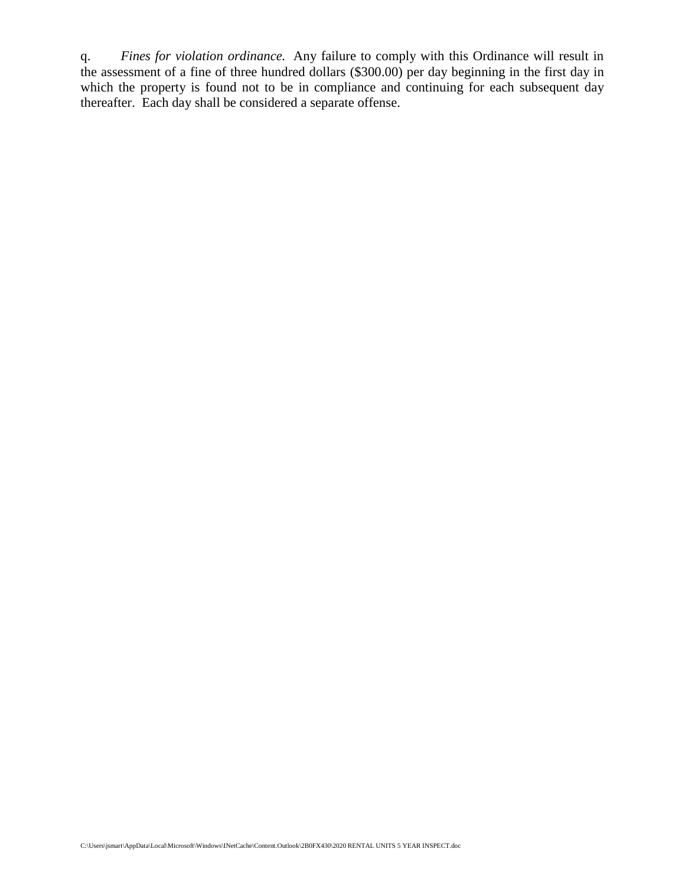q. *Fines for violation ordinance.* Any failure to comply with this Ordinance will result in the assessment of a fine of three hundred dollars ($300.00) per day beginning in the first day in which the property is found not to be in compliance and continuing for each subsequent day thereafter. Each day shall be considered a separate offense.